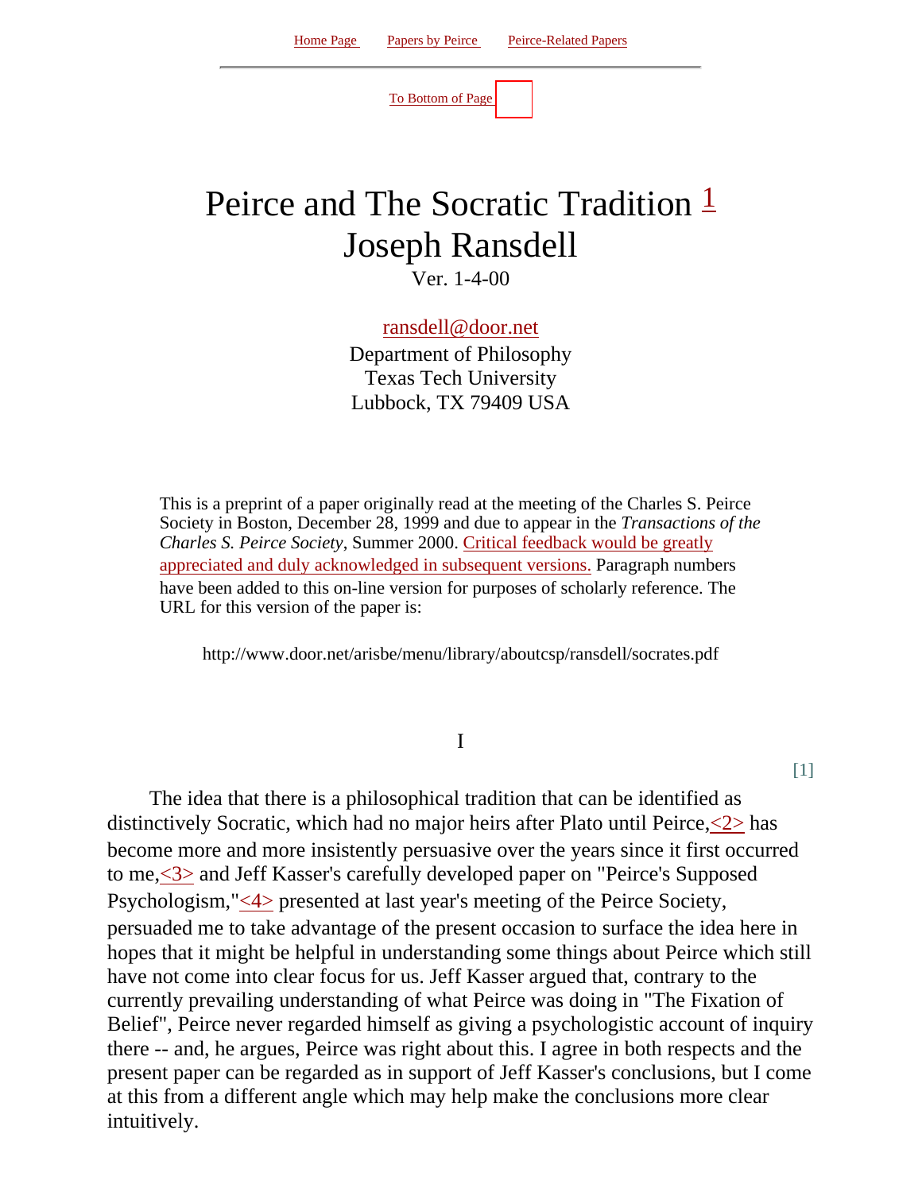Home Page   Papers by Peirce   Peirce-Related Papers

To Bottom of Page

# Peirce and The Socratic Tradition [1]

# Joseph Ransdell

Ver. 1-4-00

ransdell@door.net
Department of Philosophy
Texas Tech University
Lubbock, TX 79409 USA

This is a preprint of a paper originally read at the meeting of the Charles S. Peirce Society in Boston, December 28, 1999 and due to appear in the *Transactions of the Charles S. Peirce Society*, Summer 2000. Critical feedback would be greatly appreciated and duly acknowledged in subsequent versions. Paragraph numbers have been added to this on-line version for purposes of scholarly reference. The URL for this version of the paper is:

http://www.door.net/arisbe/menu/library/aboutcsp/ransdell/socrates.pdf

## I

[1]

The idea that there is a philosophical tradition that can be identified as distinctively Socratic, which had no major heirs after Plato until Peirce,<2> has become more and more insistently persuasive over the years since it first occurred to me,<3> and Jeff Kasser's carefully developed paper on "Peirce's Supposed Psychologism,"<4> presented at last year's meeting of the Peirce Society, persuaded me to take advantage of the present occasion to surface the idea here in hopes that it might be helpful in understanding some things about Peirce which still have not come into clear focus for us. Jeff Kasser argued that, contrary to the currently prevailing understanding of what Peirce was doing in "The Fixation of Belief", Peirce never regarded himself as giving a psychologistic account of inquiry there -- and, he argues, Peirce was right about this. I agree in both respects and the present paper can be regarded as in support of Jeff Kasser's conclusions, but I come at this from a different angle which may help make the conclusions more clear intuitively.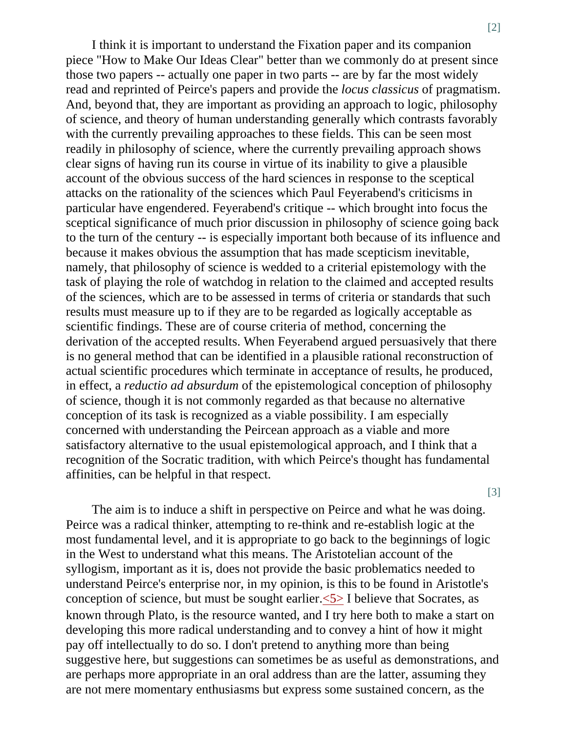[2]

I think it is important to understand the Fixation paper and its companion piece "How to Make Our Ideas Clear" better than we commonly do at present since those two papers -- actually one paper in two parts -- are by far the most widely read and reprinted of Peirce's papers and provide the *locus classicus* of pragmatism. And, beyond that, they are important as providing an approach to logic, philosophy of science, and theory of human understanding generally which contrasts favorably with the currently prevailing approaches to these fields. This can be seen most readily in philosophy of science, where the currently prevailing approach shows clear signs of having run its course in virtue of its inability to give a plausible account of the obvious success of the hard sciences in response to the sceptical attacks on the rationality of the sciences which Paul Feyerabend's criticisms in particular have engendered. Feyerabend's critique -- which brought into focus the sceptical significance of much prior discussion in philosophy of science going back to the turn of the century -- is especially important both because of its influence and because it makes obvious the assumption that has made scepticism inevitable, namely, that philosophy of science is wedded to a criterial epistemology with the task of playing the role of watchdog in relation to the claimed and accepted results of the sciences, which are to be assessed in terms of criteria or standards that such results must measure up to if they are to be regarded as logically acceptable as scientific findings. These are of course criteria of method, concerning the derivation of the accepted results. When Feyerabend argued persuasively that there is no general method that can be identified in a plausible rational reconstruction of actual scientific procedures which terminate in acceptance of results, he produced, in effect, a *reductio ad absurdum* of the epistemological conception of philosophy of science, though it is not commonly regarded as that because no alternative conception of its task is recognized as a viable possibility. I am especially concerned with understanding the Peircean approach as a viable and more satisfactory alternative to the usual epistemological approach, and I think that a recognition of the Socratic tradition, with which Peirce's thought has fundamental affinities, can be helpful in that respect.

[3]

The aim is to induce a shift in perspective on Peirce and what he was doing. Peirce was a radical thinker, attempting to re-think and re-establish logic at the most fundamental level, and it is appropriate to go back to the beginnings of logic in the West to understand what this means. The Aristotelian account of the syllogism, important as it is, does not provide the basic problematics needed to understand Peirce's enterprise nor, in my opinion, is this to be found in Aristotle's conception of science, but must be sought earlier.<5> I believe that Socrates, as known through Plato, is the resource wanted, and I try here both to make a start on developing this more radical understanding and to convey a hint of how it might pay off intellectually to do so. I don't pretend to anything more than being suggestive here, but suggestions can sometimes be as useful as demonstrations, and are perhaps more appropriate in an oral address than are the latter, assuming they are not mere momentary enthusiasms but express some sustained concern, as the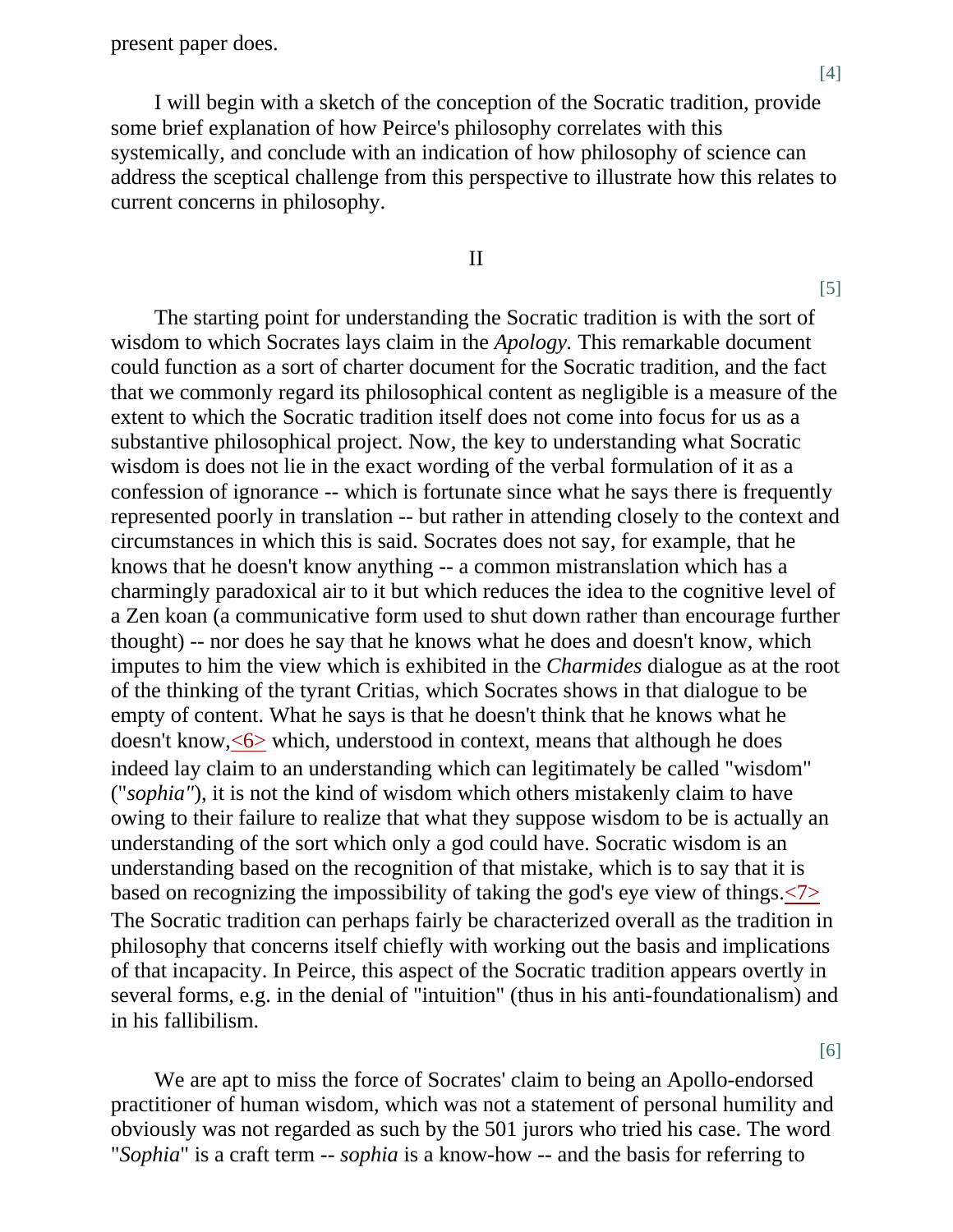present paper does.

[4]

I will begin with a sketch of the conception of the Socratic tradition, provide some brief explanation of how Peirce's philosophy correlates with this systemically, and conclude with an indication of how philosophy of science can address the sceptical challenge from this perspective to illustrate how this relates to current concerns in philosophy.

## II

[5]

The starting point for understanding the Socratic tradition is with the sort of wisdom to which Socrates lays claim in the *Apology.* This remarkable document could function as a sort of charter document for the Socratic tradition, and the fact that we commonly regard its philosophical content as negligible is a measure of the extent to which the Socratic tradition itself does not come into focus for us as a substantive philosophical project. Now, the key to understanding what Socratic wisdom is does not lie in the exact wording of the verbal formulation of it as a confession of ignorance -- which is fortunate since what he says there is frequently represented poorly in translation -- but rather in attending closely to the context and circumstances in which this is said. Socrates does not say, for example, that he knows that he doesn't know anything -- a common mistranslation which has a charmingly paradoxical air to it but which reduces the idea to the cognitive level of a Zen koan (a communicative form used to shut down rather than encourage further thought) -- nor does he say that he knows what he does and doesn't know, which imputes to him the view which is exhibited in the *Charmides* dialogue as at the root of the thinking of the tyrant Critias, which Socrates shows in that dialogue to be empty of content. What he says is that he doesn't think that he knows what he doesn't know,<6> which, understood in context, means that although he does indeed lay claim to an understanding which can legitimately be called "wisdom" ("*sophia"*), it is not the kind of wisdom which others mistakenly claim to have owing to their failure to realize that what they suppose wisdom to be is actually an understanding of the sort which only a god could have. Socratic wisdom is an understanding based on the recognition of that mistake, which is to say that it is based on recognizing the impossibility of taking the god's eye view of things.<7> The Socratic tradition can perhaps fairly be characterized overall as the tradition in philosophy that concerns itself chiefly with working out the basis and implications of that incapacity. In Peirce, this aspect of the Socratic tradition appears overtly in several forms, e.g. in the denial of "intuition" (thus in his anti-foundationalism) and in his fallibilism.

[6]

We are apt to miss the force of Socrates' claim to being an Apollo-endorsed practitioner of human wisdom, which was not a statement of personal humility and obviously was not regarded as such by the 501 jurors who tried his case. The word "*Sophia*" is a craft term -- *sophia* is a know-how -- and the basis for referring to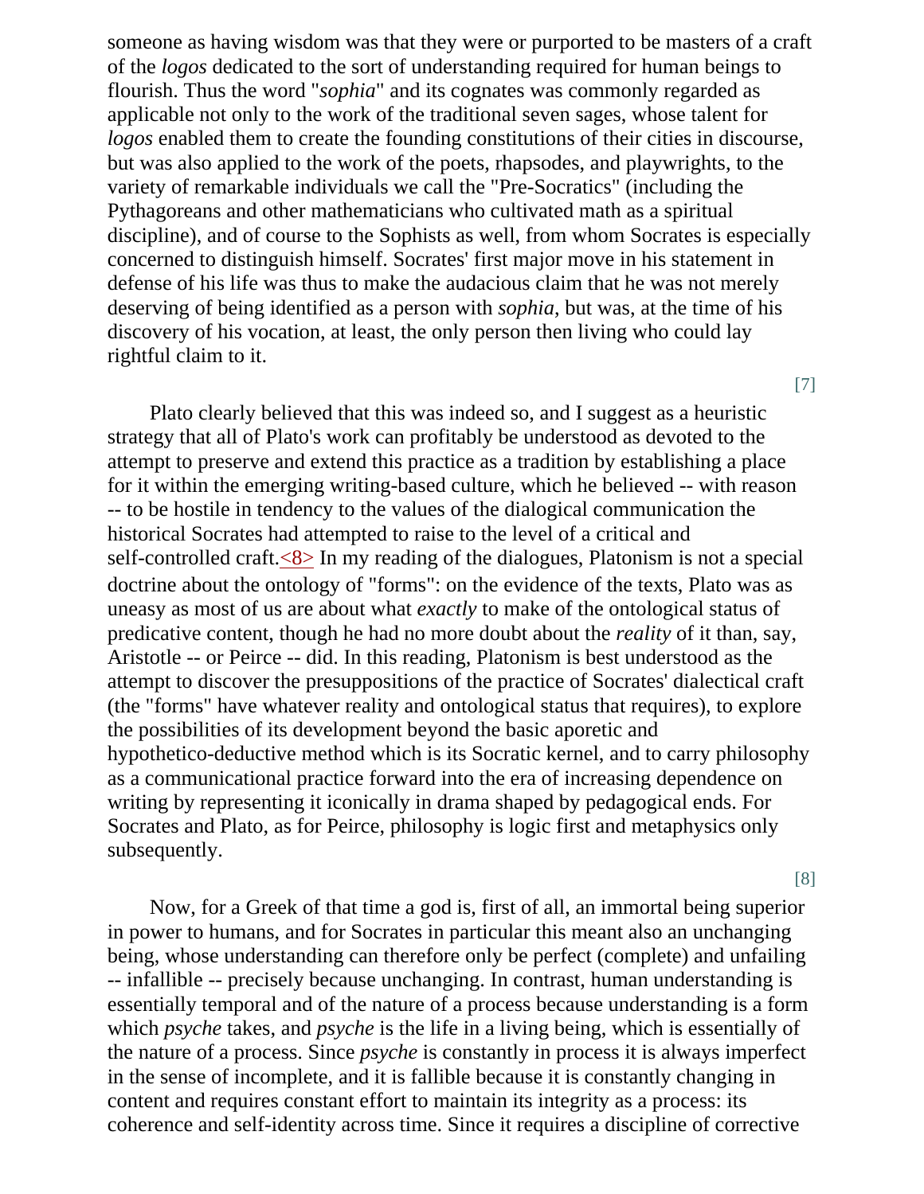someone as having wisdom was that they were or purported to be masters of a craft of the *logos* dedicated to the sort of understanding required for human beings to flourish. Thus the word "*sophia*" and its cognates was commonly regarded as applicable not only to the work of the traditional seven sages, whose talent for *logos* enabled them to create the founding constitutions of their cities in discourse, but was also applied to the work of the poets, rhapsodes, and playwrights, to the variety of remarkable individuals we call the "Pre-Socratics" (including the Pythagoreans and other mathematicians who cultivated math as a spiritual discipline), and of course to the Sophists as well, from whom Socrates is especially concerned to distinguish himself. Socrates' first major move in his statement in defense of his life was thus to make the audacious claim that he was not merely deserving of being identified as a person with *sophia*, but was, at the time of his discovery of his vocation, at least, the only person then living who could lay rightful claim to it.

[7]

Plato clearly believed that this was indeed so, and I suggest as a heuristic strategy that all of Plato's work can profitably be understood as devoted to the attempt to preserve and extend this practice as a tradition by establishing a place for it within the emerging writing-based culture, which he believed -- with reason -- to be hostile in tendency to the values of the dialogical communication the historical Socrates had attempted to raise to the level of a critical and self-controlled craft.<8> In my reading of the dialogues, Platonism is not a special doctrine about the ontology of "forms": on the evidence of the texts, Plato was as uneasy as most of us are about what *exactly* to make of the ontological status of predicative content, though he had no more doubt about the *reality* of it than, say, Aristotle -- or Peirce -- did. In this reading, Platonism is best understood as the attempt to discover the presuppositions of the practice of Socrates' dialectical craft (the "forms" have whatever reality and ontological status that requires), to explore the possibilities of its development beyond the basic aporetic and hypothetico-deductive method which is its Socratic kernel, and to carry philosophy as a communicational practice forward into the era of increasing dependence on writing by representing it iconically in drama shaped by pedagogical ends. For Socrates and Plato, as for Peirce, philosophy is logic first and metaphysics only subsequently.

[8]

Now, for a Greek of that time a god is, first of all, an immortal being superior in power to humans, and for Socrates in particular this meant also an unchanging being, whose understanding can therefore only be perfect (complete) and unfailing -- infallible -- precisely because unchanging. In contrast, human understanding is essentially temporal and of the nature of a process because understanding is a form which *psyche* takes, and *psyche* is the life in a living being, which is essentially of the nature of a process. Since *psyche* is constantly in process it is always imperfect in the sense of incomplete, and it is fallible because it is constantly changing in content and requires constant effort to maintain its integrity as a process: its coherence and self-identity across time. Since it requires a discipline of corrective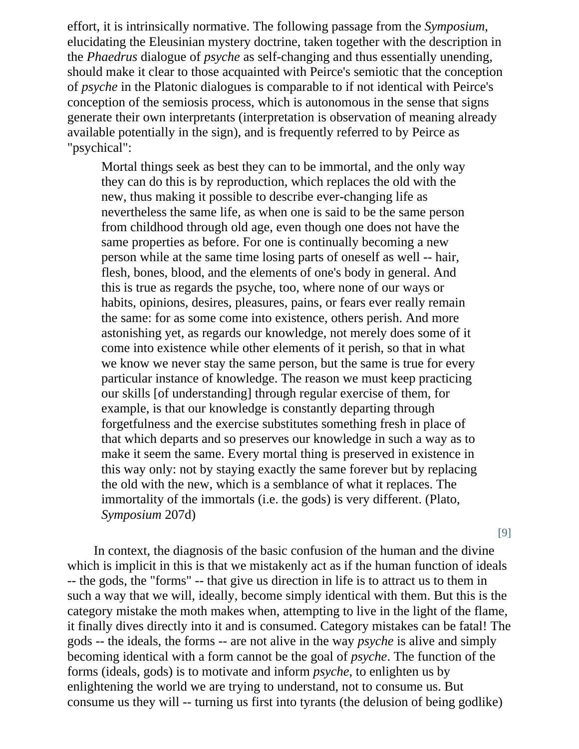effort, it is intrinsically normative. The following passage from the *Symposium*, elucidating the Eleusinian mystery doctrine, taken together with the description in the *Phaedrus* dialogue of *psyche* as self-changing and thus essentially unending, should make it clear to those acquainted with Peirce's semiotic that the conception of *psyche* in the Platonic dialogues is comparable to if not identical with Peirce's conception of the semiosis process, which is autonomous in the sense that signs generate their own interpretants (interpretation is observation of meaning already available potentially in the sign), and is frequently referred to by Peirce as "psychical":

> Mortal things seek as best they can to be immortal, and the only way they can do this is by reproduction, which replaces the old with the new, thus making it possible to describe ever-changing life as nevertheless the same life, as when one is said to be the same person from childhood through old age, even though one does not have the same properties as before. For one is continually becoming a new person while at the same time losing parts of oneself as well -- hair, flesh, bones, blood, and the elements of one's body in general. And this is true as regards the psyche, too, where none of our ways or habits, opinions, desires, pleasures, pains, or fears ever really remain the same: for as some come into existence, others perish. And more astonishing yet, as regards our knowledge, not merely does some of it come into existence while other elements of it perish, so that in what we know we never stay the same person, but the same is true for every particular instance of knowledge. The reason we must keep practicing our skills [of understanding] through regular exercise of them, for example, is that our knowledge is constantly departing through forgetfulness and the exercise substitutes something fresh in place of that which departs and so preserves our knowledge in such a way as to make it seem the same. Every mortal thing is preserved in existence in this way only: not by staying exactly the same forever but by replacing the old with the new, which is a semblance of what it replaces. The immortality of the immortals (i.e. the gods) is very different. (Plato, *Symposium* 207d)

[9]

In context, the diagnosis of the basic confusion of the human and the divine which is implicit in this is that we mistakenly act as if the human function of ideals -- the gods, the "forms" -- that give us direction in life is to attract us to them in such a way that we will, ideally, become simply identical with them. But this is the category mistake the moth makes when, attempting to live in the light of the flame, it finally dives directly into it and is consumed. Category mistakes can be fatal! The gods -- the ideals, the forms -- are not alive in the way *psyche* is alive and simply becoming identical with a form cannot be the goal of *psyche*. The function of the forms (ideals, gods) is to motivate and inform *psyche*, to enlighten us by enlightening the world we are trying to understand, not to consume us. But consume us they will -- turning us first into tyrants (the delusion of being godlike)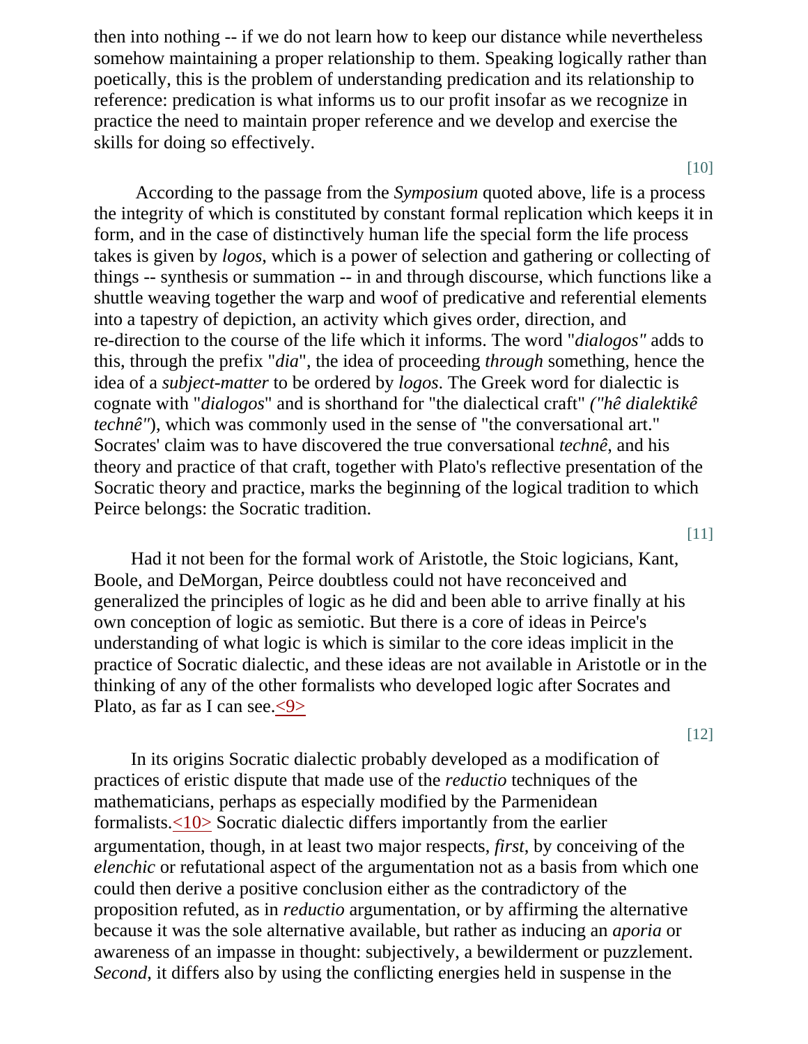then into nothing -- if we do not learn how to keep our distance while nevertheless somehow maintaining a proper relationship to them. Speaking logically rather than poetically, this is the problem of understanding predication and its relationship to reference: predication is what informs us to our profit insofar as we recognize in practice the need to maintain proper reference and we develop and exercise the skills for doing so effectively.

[10]

According to the passage from the *Symposium* quoted above, life is a process the integrity of which is constituted by constant formal replication which keeps it in form, and in the case of distinctively human life the special form the life process takes is given by *logos*, which is a power of selection and gathering or collecting of things -- synthesis or summation -- in and through discourse, which functions like a shuttle weaving together the warp and woof of predicative and referential elements into a tapestry of depiction, an activity which gives order, direction, and re-direction to the course of the life which it informs. The word "*dialogos"* adds to this, through the prefix "*dia*", the idea of proceeding *through* something, hence the idea of a *subject-matter* to be ordered by *logos*. The Greek word for dialectic is cognate with "*dialogos*" and is shorthand for "the dialectical craft" *("hê dialektikê technê")*, which was commonly used in the sense of "the conversational art." Socrates' claim was to have discovered the true conversational *technê*, and his theory and practice of that craft, together with Plato's reflective presentation of the Socratic theory and practice, marks the beginning of the logical tradition to which Peirce belongs: the Socratic tradition.

[11]

Had it not been for the formal work of Aristotle, the Stoic logicians, Kant, Boole, and DeMorgan, Peirce doubtless could not have reconceived and generalized the principles of logic as he did and been able to arrive finally at his own conception of logic as semiotic. But there is a core of ideas in Peirce's understanding of what logic is which is similar to the core ideas implicit in the practice of Socratic dialectic, and these ideas are not available in Aristotle or in the thinking of any of the other formalists who developed logic after Socrates and Plato, as far as I can see.<9>

[12]

In its origins Socratic dialectic probably developed as a modification of practices of eristic dispute that made use of the *reductio* techniques of the mathematicians, perhaps as especially modified by the Parmenidean formalists.<10> Socratic dialectic differs importantly from the earlier argumentation, though, in at least two major respects, *first*, by conceiving of the *elenchic* or refutational aspect of the argumentation not as a basis from which one could then derive a positive conclusion either as the contradictory of the proposition refuted, as in *reductio* argumentation, or by affirming the alternative because it was the sole alternative available, but rather as inducing an *aporia* or awareness of an impasse in thought: subjectively, a bewilderment or puzzlement. *Second*, it differs also by using the conflicting energies held in suspense in the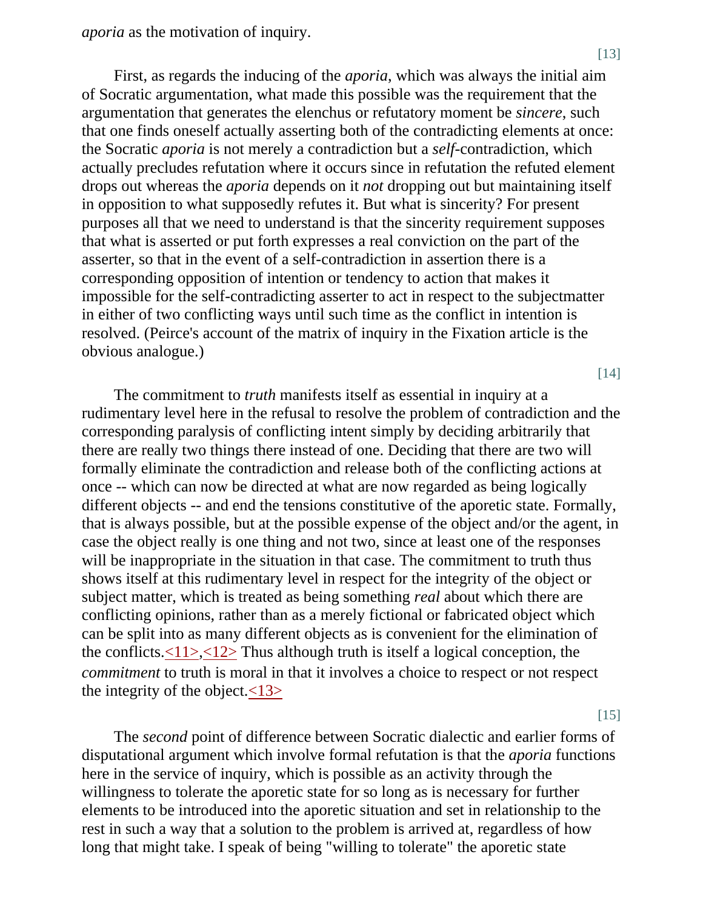*aporia* as the motivation of inquiry.

[13]

First, as regards the inducing of the *aporia*, which was always the initial aim of Socratic argumentation, what made this possible was the requirement that the argumentation that generates the elenchus or refutatory moment be *sincere*, such that one finds oneself actually asserting both of the contradicting elements at once: the Socratic *aporia* is not merely a contradiction but a *self*-contradiction, which actually precludes refutation where it occurs since in refutation the refuted element drops out whereas the *aporia* depends on it *not* dropping out but maintaining itself in opposition to what supposedly refutes it. But what is sincerity? For present purposes all that we need to understand is that the sincerity requirement supposes that what is asserted or put forth expresses a real conviction on the part of the asserter, so that in the event of a self-contradiction in assertion there is a corresponding opposition of intention or tendency to action that makes it impossible for the self-contradicting asserter to act in respect to the subjectmatter in either of two conflicting ways until such time as the conflict in intention is resolved. (Peirce's account of the matrix of inquiry in the Fixation article is the obvious analogue.)

[14]

The commitment to *truth* manifests itself as essential in inquiry at a rudimentary level here in the refusal to resolve the problem of contradiction and the corresponding paralysis of conflicting intent simply by deciding arbitrarily that there are really two things there instead of one. Deciding that there are two will formally eliminate the contradiction and release both of the conflicting actions at once -- which can now be directed at what are now regarded as being logically different objects -- and end the tensions constitutive of the aporetic state. Formally, that is always possible, but at the possible expense of the object and/or the agent, in case the object really is one thing and not two, since at least one of the responses will be inappropriate in the situation in that case. The commitment to truth thus shows itself at this rudimentary level in respect for the integrity of the object or subject matter, which is treated as being something *real* about which there are conflicting opinions, rather than as a merely fictional or fabricated object which can be split into as many different objects as is convenient for the elimination of the conflicts.<11>,<12> Thus although truth is itself a logical conception, the *commitment* to truth is moral in that it involves a choice to respect or not respect the integrity of the object.<13>

[15]

The *second* point of difference between Socratic dialectic and earlier forms of disputational argument which involve formal refutation is that the *aporia* functions here in the service of inquiry, which is possible as an activity through the willingness to tolerate the aporetic state for so long as is necessary for further elements to be introduced into the aporetic situation and set in relationship to the rest in such a way that a solution to the problem is arrived at, regardless of how long that might take. I speak of being "willing to tolerate" the aporetic state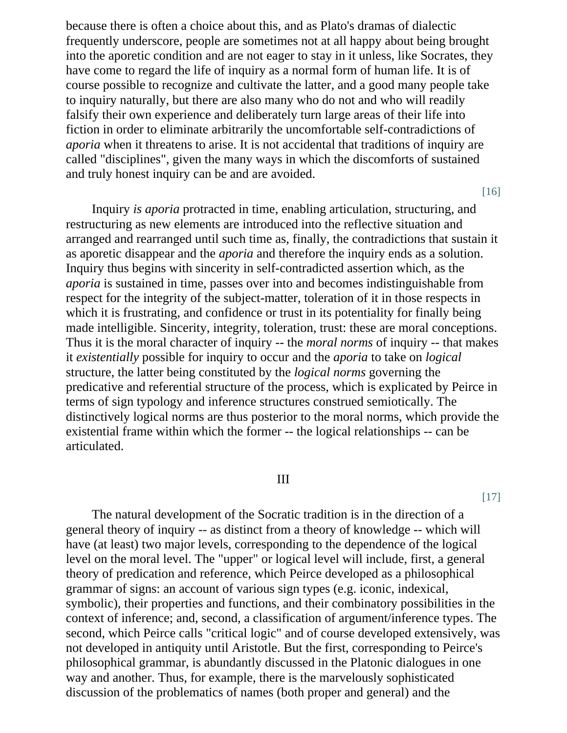because there is often a choice about this, and as Plato's dramas of dialectic frequently underscore, people are sometimes not at all happy about being brought into the aporetic condition and are not eager to stay in it unless, like Socrates, they have come to regard the life of inquiry as a normal form of human life. It is of course possible to recognize and cultivate the latter, and a good many people take to inquiry naturally, but there are also many who do not and who will readily falsify their own experience and deliberately turn large areas of their life into fiction in order to eliminate arbitrarily the uncomfortable self-contradictions of *aporia* when it threatens to arise. It is not accidental that traditions of inquiry are called "disciplines", given the many ways in which the discomforts of sustained and truly honest inquiry can be and are avoided.

[16]

Inquiry *is aporia* protracted in time, enabling articulation, structuring, and restructuring as new elements are introduced into the reflective situation and arranged and rearranged until such time as, finally, the contradictions that sustain it as aporetic disappear and the *aporia* and therefore the inquiry ends as a solution. Inquiry thus begins with sincerity in self-contradicted assertion which, as the *aporia* is sustained in time, passes over into and becomes indistinguishable from respect for the integrity of the subject-matter, toleration of it in those respects in which it is frustrating, and confidence or trust in its potentiality for finally being made intelligible. Sincerity, integrity, toleration, trust: these are moral conceptions. Thus it is the moral character of inquiry -- the *moral norms* of inquiry -- that makes it *existentially* possible for inquiry to occur and the *aporia* to take on *logical* structure, the latter being constituted by the *logical norms* governing the predicative and referential structure of the process, which is explicated by Peirce in terms of sign typology and inference structures construed semiotically. The distinctively logical norms are thus posterior to the moral norms, which provide the existential frame within which the former -- the logical relationships -- can be articulated.

## III

[17]

The natural development of the Socratic tradition is in the direction of a general theory of inquiry -- as distinct from a theory of knowledge -- which will have (at least) two major levels, corresponding to the dependence of the logical level on the moral level. The "upper" or logical level will include, first, a general theory of predication and reference, which Peirce developed as a philosophical grammar of signs: an account of various sign types (e.g. iconic, indexical, symbolic), their properties and functions, and their combinatory possibilities in the context of inference; and, second, a classification of argument/inference types. The second, which Peirce calls "critical logic" and of course developed extensively, was not developed in antiquity until Aristotle. But the first, corresponding to Peirce's philosophical grammar, is abundantly discussed in the Platonic dialogues in one way and another. Thus, for example, there is the marvelously sophisticated discussion of the problematics of names (both proper and general) and the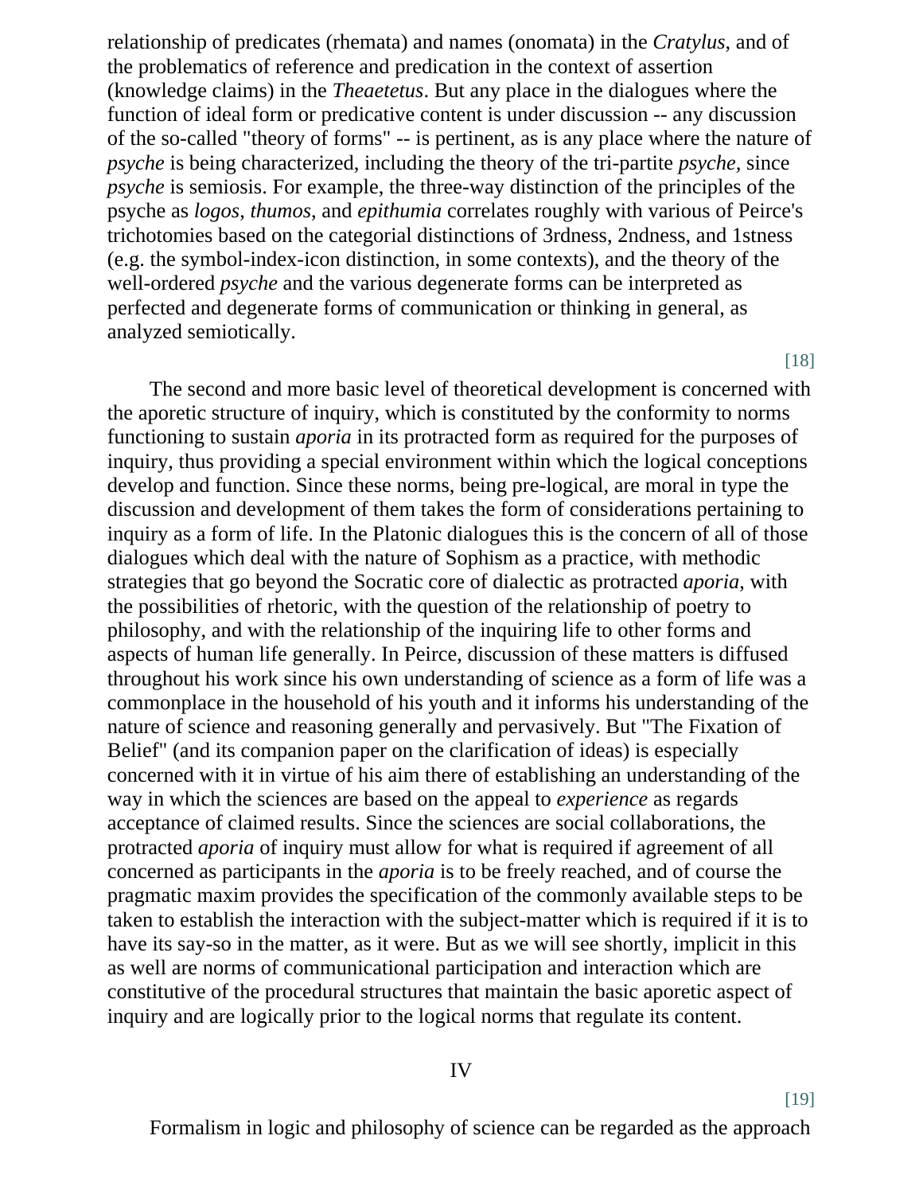relationship of predicates (rhemata) and names (onomata) in the *Cratylus*, and of the problematics of reference and predication in the context of assertion (knowledge claims) in the *Theaetetus*. But any place in the dialogues where the function of ideal form or predicative content is under discussion -- any discussion of the so-called "theory of forms" -- is pertinent, as is any place where the nature of *psyche* is being characterized, including the theory of the tri-partite *psyche*, since *psyche* is semiosis. For example, the three-way distinction of the principles of the psyche as *logos*, *thumos*, and *epithumia* correlates roughly with various of Peirce's trichotomies based on the categorial distinctions of 3rdness, 2ndness, and 1stness (e.g. the symbol-index-icon distinction, in some contexts), and the theory of the well-ordered *psyche* and the various degenerate forms can be interpreted as perfected and degenerate forms of communication or thinking in general, as analyzed semiotically.

[18]

The second and more basic level of theoretical development is concerned with the aporetic structure of inquiry, which is constituted by the conformity to norms functioning to sustain *aporia* in its protracted form as required for the purposes of inquiry, thus providing a special environment within which the logical conceptions develop and function. Since these norms, being pre-logical, are moral in type the discussion and development of them takes the form of considerations pertaining to inquiry as a form of life. In the Platonic dialogues this is the concern of all of those dialogues which deal with the nature of Sophism as a practice, with methodic strategies that go beyond the Socratic core of dialectic as protracted *aporia*, with the possibilities of rhetoric, with the question of the relationship of poetry to philosophy, and with the relationship of the inquiring life to other forms and aspects of human life generally. In Peirce, discussion of these matters is diffused throughout his work since his own understanding of science as a form of life was a commonplace in the household of his youth and it informs his understanding of the nature of science and reasoning generally and pervasively. But "The Fixation of Belief" (and its companion paper on the clarification of ideas) is especially concerned with it in virtue of his aim there of establishing an understanding of the way in which the sciences are based on the appeal to *experience* as regards acceptance of claimed results. Since the sciences are social collaborations, the protracted *aporia* of inquiry must allow for what is required if agreement of all concerned as participants in the *aporia* is to be freely reached, and of course the pragmatic maxim provides the specification of the commonly available steps to be taken to establish the interaction with the subject-matter which is required if it is to have its say-so in the matter, as it were. But as we will see shortly, implicit in this as well are norms of communicational participation and interaction which are constitutive of the procedural structures that maintain the basic aporetic aspect of inquiry and are logically prior to the logical norms that regulate its content.

## IV

[19]

Formalism in logic and philosophy of science can be regarded as the approach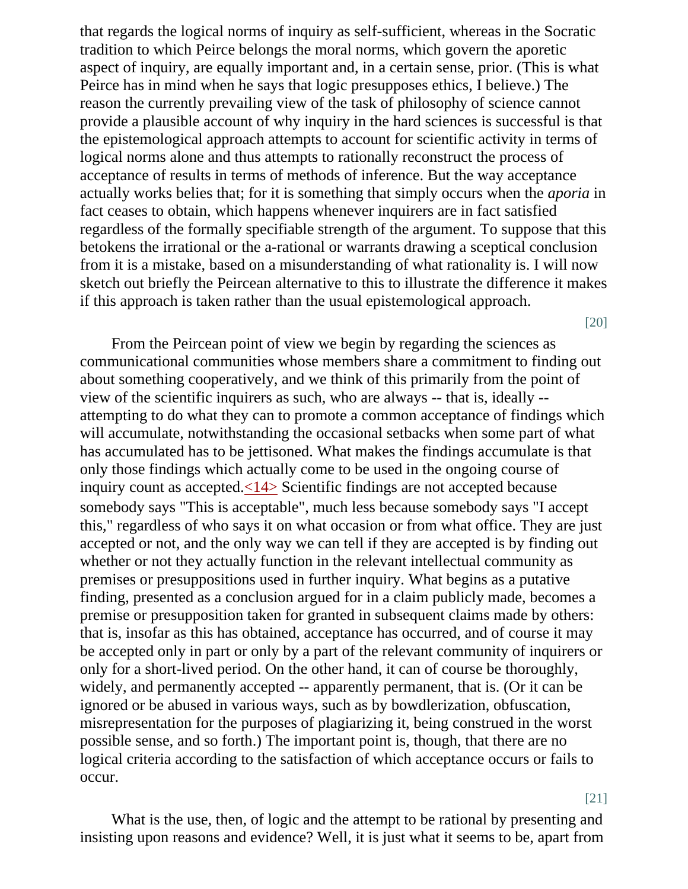that regards the logical norms of inquiry as self-sufficient, whereas in the Socratic tradition to which Peirce belongs the moral norms, which govern the aporetic aspect of inquiry, are equally important and, in a certain sense, prior. (This is what Peirce has in mind when he says that logic presupposes ethics, I believe.) The reason the currently prevailing view of the task of philosophy of science cannot provide a plausible account of why inquiry in the hard sciences is successful is that the epistemological approach attempts to account for scientific activity in terms of logical norms alone and thus attempts to rationally reconstruct the process of acceptance of results in terms of methods of inference. But the way acceptance actually works belies that; for it is something that simply occurs when the *aporia* in fact ceases to obtain, which happens whenever inquirers are in fact satisfied regardless of the formally specifiable strength of the argument. To suppose that this betokens the irrational or the a-rational or warrants drawing a sceptical conclusion from it is a mistake, based on a misunderstanding of what rationality is. I will now sketch out briefly the Peircean alternative to this to illustrate the difference it makes if this approach is taken rather than the usual epistemological approach.

[20]

From the Peircean point of view we begin by regarding the sciences as communicational communities whose members share a commitment to finding out about something cooperatively, and we think of this primarily from the point of view of the scientific inquirers as such, who are always -- that is, ideally -- attempting to do what they can to promote a common acceptance of findings which will accumulate, notwithstanding the occasional setbacks when some part of what has accumulated has to be jettisoned. What makes the findings accumulate is that only those findings which actually come to be used in the ongoing course of inquiry count as accepted.<14> Scientific findings are not accepted because somebody says "This is acceptable", much less because somebody says "I accept this," regardless of who says it on what occasion or from what office. They are just accepted or not, and the only way we can tell if they are accepted is by finding out whether or not they actually function in the relevant intellectual community as premises or presuppositions used in further inquiry. What begins as a putative finding, presented as a conclusion argued for in a claim publicly made, becomes a premise or presupposition taken for granted in subsequent claims made by others: that is, insofar as this has obtained, acceptance has occurred, and of course it may be accepted only in part or only by a part of the relevant community of inquirers or only for a short-lived period. On the other hand, it can of course be thoroughly, widely, and permanently accepted -- apparently permanent, that is. (Or it can be ignored or be abused in various ways, such as by bowdlerization, obfuscation, misrepresentation for the purposes of plagiarizing it, being construed in the worst possible sense, and so forth.) The important point is, though, that there are no logical criteria according to the satisfaction of which acceptance occurs or fails to occur.

[21]

What is the use, then, of logic and the attempt to be rational by presenting and insisting upon reasons and evidence? Well, it is just what it seems to be, apart from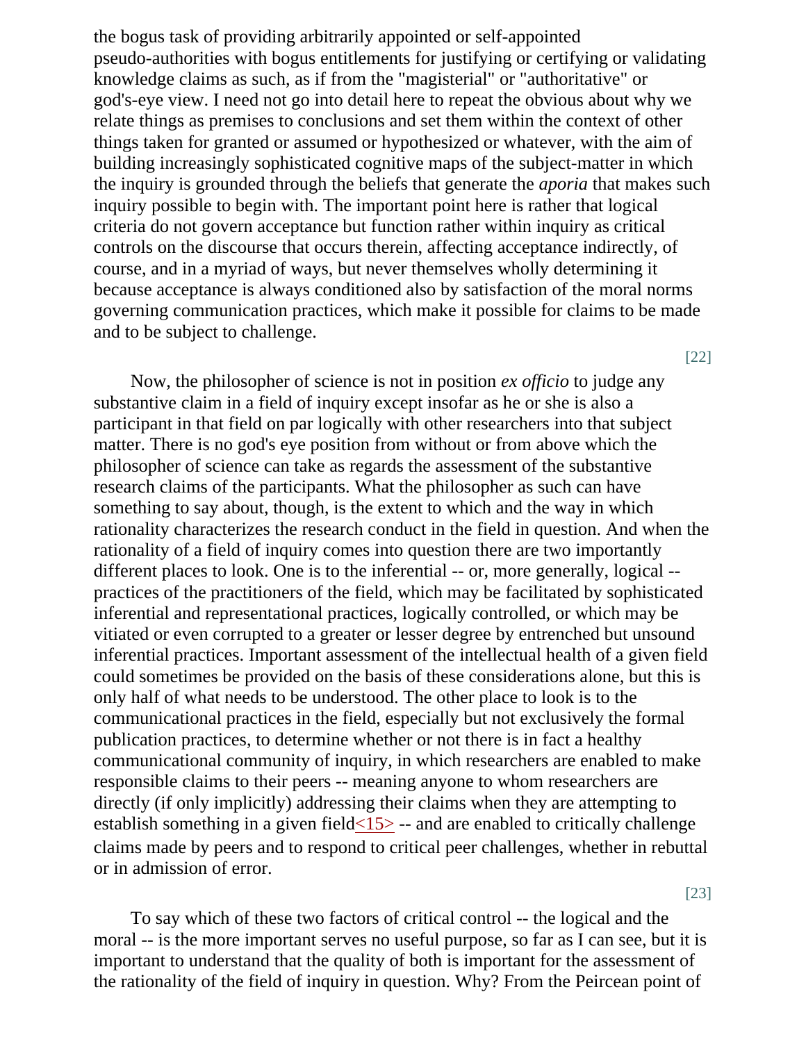the bogus task of providing arbitrarily appointed or self-appointed pseudo-authorities with bogus entitlements for justifying or certifying or validating knowledge claims as such, as if from the "magisterial" or "authoritative" or god's-eye view. I need not go into detail here to repeat the obvious about why we relate things as premises to conclusions and set them within the context of other things taken for granted or assumed or hypothesized or whatever, with the aim of building increasingly sophisticated cognitive maps of the subject-matter in which the inquiry is grounded through the beliefs that generate the *aporia* that makes such inquiry possible to begin with. The important point here is rather that logical criteria do not govern acceptance but function rather within inquiry as critical controls on the discourse that occurs therein, affecting acceptance indirectly, of course, and in a myriad of ways, but never themselves wholly determining it because acceptance is always conditioned also by satisfaction of the moral norms governing communication practices, which make it possible for claims to be made and to be subject to challenge.

[22]

Now, the philosopher of science is not in position *ex officio* to judge any substantive claim in a field of inquiry except insofar as he or she is also a participant in that field on par logically with other researchers into that subject matter. There is no god's eye position from without or from above which the philosopher of science can take as regards the assessment of the substantive research claims of the participants. What the philosopher as such can have something to say about, though, is the extent to which and the way in which rationality characterizes the research conduct in the field in question. And when the rationality of a field of inquiry comes into question there are two importantly different places to look. One is to the inferential -- or, more generally, logical -- practices of the practitioners of the field, which may be facilitated by sophisticated inferential and representational practices, logically controlled, or which may be vitiated or even corrupted to a greater or lesser degree by entrenched but unsound inferential practices. Important assessment of the intellectual health of a given field could sometimes be provided on the basis of these considerations alone, but this is only half of what needs to be understood. The other place to look is to the communicational practices in the field, especially but not exclusively the formal publication practices, to determine whether or not there is in fact a healthy communicational community of inquiry, in which researchers are enabled to make responsible claims to their peers -- meaning anyone to whom researchers are directly (if only implicitly) addressing their claims when they are attempting to establish something in a given field<15> -- and are enabled to critically challenge claims made by peers and to respond to critical peer challenges, whether in rebuttal or in admission of error.

[23]

To say which of these two factors of critical control -- the logical and the moral -- is the more important serves no useful purpose, so far as I can see, but it is important to understand that the quality of both is important for the assessment of the rationality of the field of inquiry in question. Why? From the Peircean point of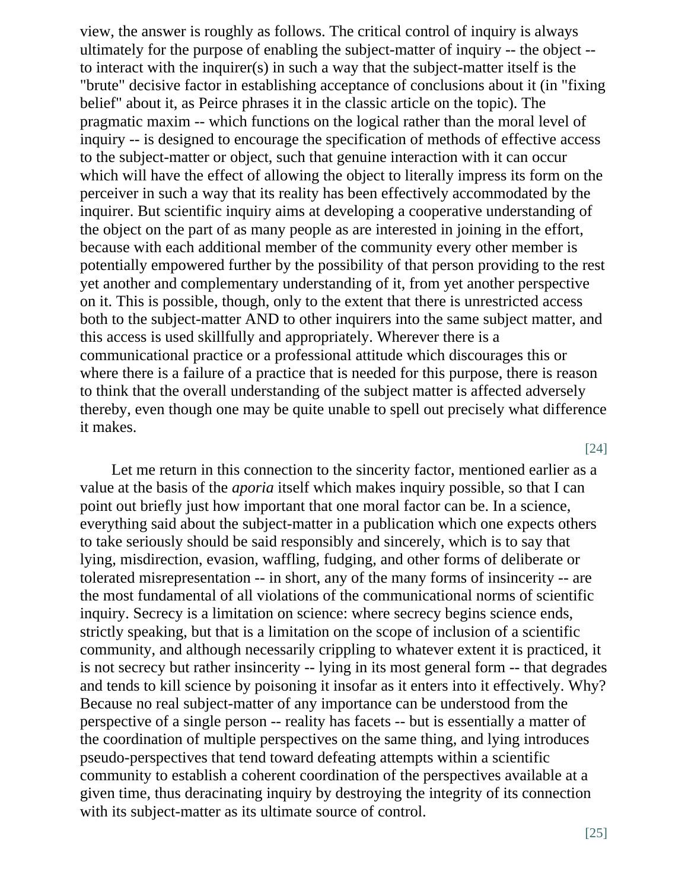view, the answer is roughly as follows. The critical control of inquiry is always ultimately for the purpose of enabling the subject-matter of inquiry -- the object -- to interact with the inquirer(s) in such a way that the subject-matter itself is the "brute" decisive factor in establishing acceptance of conclusions about it (in "fixing belief" about it, as Peirce phrases it in the classic article on the topic). The pragmatic maxim -- which functions on the logical rather than the moral level of inquiry -- is designed to encourage the specification of methods of effective access to the subject-matter or object, such that genuine interaction with it can occur which will have the effect of allowing the object to literally impress its form on the perceiver in such a way that its reality has been effectively accommodated by the inquirer. But scientific inquiry aims at developing a cooperative understanding of the object on the part of as many people as are interested in joining in the effort, because with each additional member of the community every other member is potentially empowered further by the possibility of that person providing to the rest yet another and complementary understanding of it, from yet another perspective on it. This is possible, though, only to the extent that there is unrestricted access both to the subject-matter AND to other inquirers into the same subject matter, and this access is used skillfully and appropriately. Wherever there is a communicational practice or a professional attitude which discourages this or where there is a failure of a practice that is needed for this purpose, there is reason to think that the overall understanding of the subject matter is affected adversely thereby, even though one may be quite unable to spell out precisely what difference it makes.

[24]

Let me return in this connection to the sincerity factor, mentioned earlier as a value at the basis of the *aporia* itself which makes inquiry possible, so that I can point out briefly just how important that one moral factor can be. In a science, everything said about the subject-matter in a publication which one expects others to take seriously should be said responsibly and sincerely, which is to say that lying, misdirection, evasion, waffling, fudging, and other forms of deliberate or tolerated misrepresentation -- in short, any of the many forms of insincerity -- are the most fundamental of all violations of the communicational norms of scientific inquiry. Secrecy is a limitation on science: where secrecy begins science ends, strictly speaking, but that is a limitation on the scope of inclusion of a scientific community, and although necessarily crippling to whatever extent it is practiced, it is not secrecy but rather insincerity -- lying in its most general form -- that degrades and tends to kill science by poisoning it insofar as it enters into it effectively. Why? Because no real subject-matter of any importance can be understood from the perspective of a single person -- reality has facets -- but is essentially a matter of the coordination of multiple perspectives on the same thing, and lying introduces pseudo-perspectives that tend toward defeating attempts within a scientific community to establish a coherent coordination of the perspectives available at a given time, thus deracinating inquiry by destroying the integrity of its connection with its subject-matter as its ultimate source of control.

[25]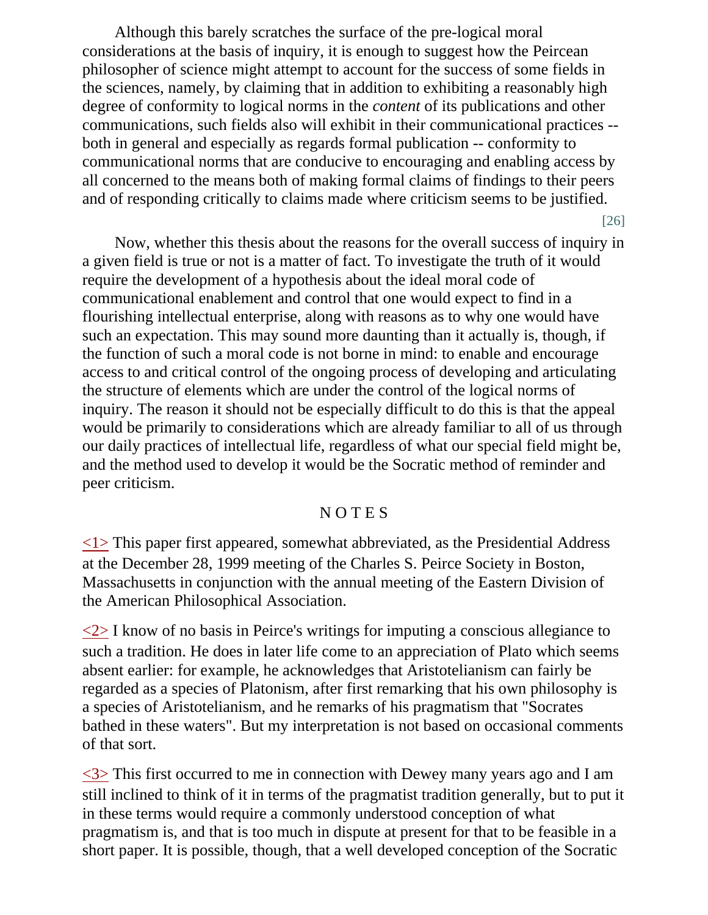Although this barely scratches the surface of the pre-logical moral considerations at the basis of inquiry, it is enough to suggest how the Peircean philosopher of science might attempt to account for the success of some fields in the sciences, namely, by claiming that in addition to exhibiting a reasonably high degree of conformity to logical norms in the *content* of its publications and other communications, such fields also will exhibit in their communicational practices -- both in general and especially as regards formal publication -- conformity to communicational norms that are conducive to encouraging and enabling access by all concerned to the means both of making formal claims of findings to their peers and of responding critically to claims made where criticism seems to be justified.

[26]

Now, whether this thesis about the reasons for the overall success of inquiry in a given field is true or not is a matter of fact. To investigate the truth of it would require the development of a hypothesis about the ideal moral code of communicational enablement and control that one would expect to find in a flourishing intellectual enterprise, along with reasons as to why one would have such an expectation. This may sound more daunting than it actually is, though, if the function of such a moral code is not borne in mind: to enable and encourage access to and critical control of the ongoing process of developing and articulating the structure of elements which are under the control of the logical norms of inquiry. The reason it should not be especially difficult to do this is that the appeal would be primarily to considerations which are already familiar to all of us through our daily practices of intellectual life, regardless of what our special field might be, and the method used to develop it would be the Socratic method of reminder and peer criticism.

## NOTES

<1> This paper first appeared, somewhat abbreviated, as the Presidential Address at the December 28, 1999 meeting of the Charles S. Peirce Society in Boston, Massachusetts in conjunction with the annual meeting of the Eastern Division of the American Philosophical Association.

<2> I know of no basis in Peirce's writings for imputing a conscious allegiance to such a tradition. He does in later life come to an appreciation of Plato which seems absent earlier: for example, he acknowledges that Aristotelianism can fairly be regarded as a species of Platonism, after first remarking that his own philosophy is a species of Aristotelianism, and he remarks of his pragmatism that "Socrates bathed in these waters". But my interpretation is not based on occasional comments of that sort.

<3> This first occurred to me in connection with Dewey many years ago and I am still inclined to think of it in terms of the pragmatist tradition generally, but to put it in these terms would require a commonly understood conception of what pragmatism is, and that is too much in dispute at present for that to be feasible in a short paper. It is possible, though, that a well developed conception of the Socratic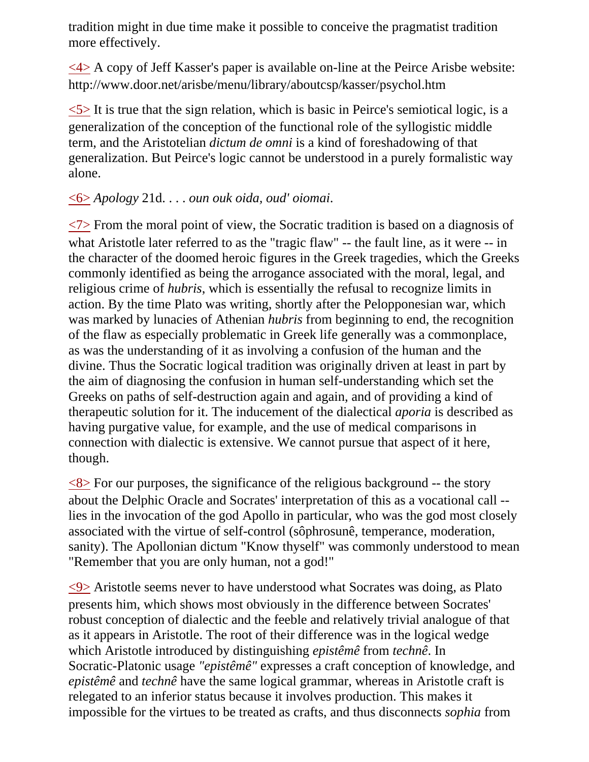tradition might in due time make it possible to conceive the pragmatist tradition more effectively.

<4> A copy of Jeff Kasser's paper is available on-line at the Peirce Arisbe website: http://www.door.net/arisbe/menu/library/aboutcsp/kasser/psychol.htm

<5> It is true that the sign relation, which is basic in Peirce's semiotical logic, is a generalization of the conception of the functional role of the syllogistic middle term, and the Aristotelian *dictum de omni* is a kind of foreshadowing of that generalization. But Peirce's logic cannot be understood in a purely formalistic way alone.

<6> *Apology* 21d. . . . *oun ouk oida, oud' oiomai*.

<7> From the moral point of view, the Socratic tradition is based on a diagnosis of what Aristotle later referred to as the "tragic flaw" -- the fault line, as it were -- in the character of the doomed heroic figures in the Greek tragedies, which the Greeks commonly identified as being the arrogance associated with the moral, legal, and religious crime of *hubris*, which is essentially the refusal to recognize limits in action. By the time Plato was writing, shortly after the Pelopponesian war, which was marked by lunacies of Athenian *hubris* from beginning to end, the recognition of the flaw as especially problematic in Greek life generally was a commonplace, as was the understanding of it as involving a confusion of the human and the divine. Thus the Socratic logical tradition was originally driven at least in part by the aim of diagnosing the confusion in human self-understanding which set the Greeks on paths of self-destruction again and again, and of providing a kind of therapeutic solution for it. The inducement of the dialectical *aporia* is described as having purgative value, for example, and the use of medical comparisons in connection with dialectic is extensive. We cannot pursue that aspect of it here, though.

<8> For our purposes, the significance of the religious background -- the story about the Delphic Oracle and Socrates' interpretation of this as a vocational call -- lies in the invocation of the god Apollo in particular, who was the god most closely associated with the virtue of self-control (sôphrosunê, temperance, moderation, sanity). The Apollonian dictum "Know thyself" was commonly understood to mean "Remember that you are only human, not a god!"

<9> Aristotle seems never to have understood what Socrates was doing, as Plato presents him, which shows most obviously in the difference between Socrates' robust conception of dialectic and the feeble and relatively trivial analogue of that as it appears in Aristotle. The root of their difference was in the logical wedge which Aristotle introduced by distinguishing *epistêmê* from *technê*. In Socratic-Platonic usage *"epistêmê"* expresses a craft conception of knowledge, and *epistêmê* and *technê* have the same logical grammar, whereas in Aristotle craft is relegated to an inferior status because it involves production. This makes it impossible for the virtues to be treated as crafts, and thus disconnects *sophia* from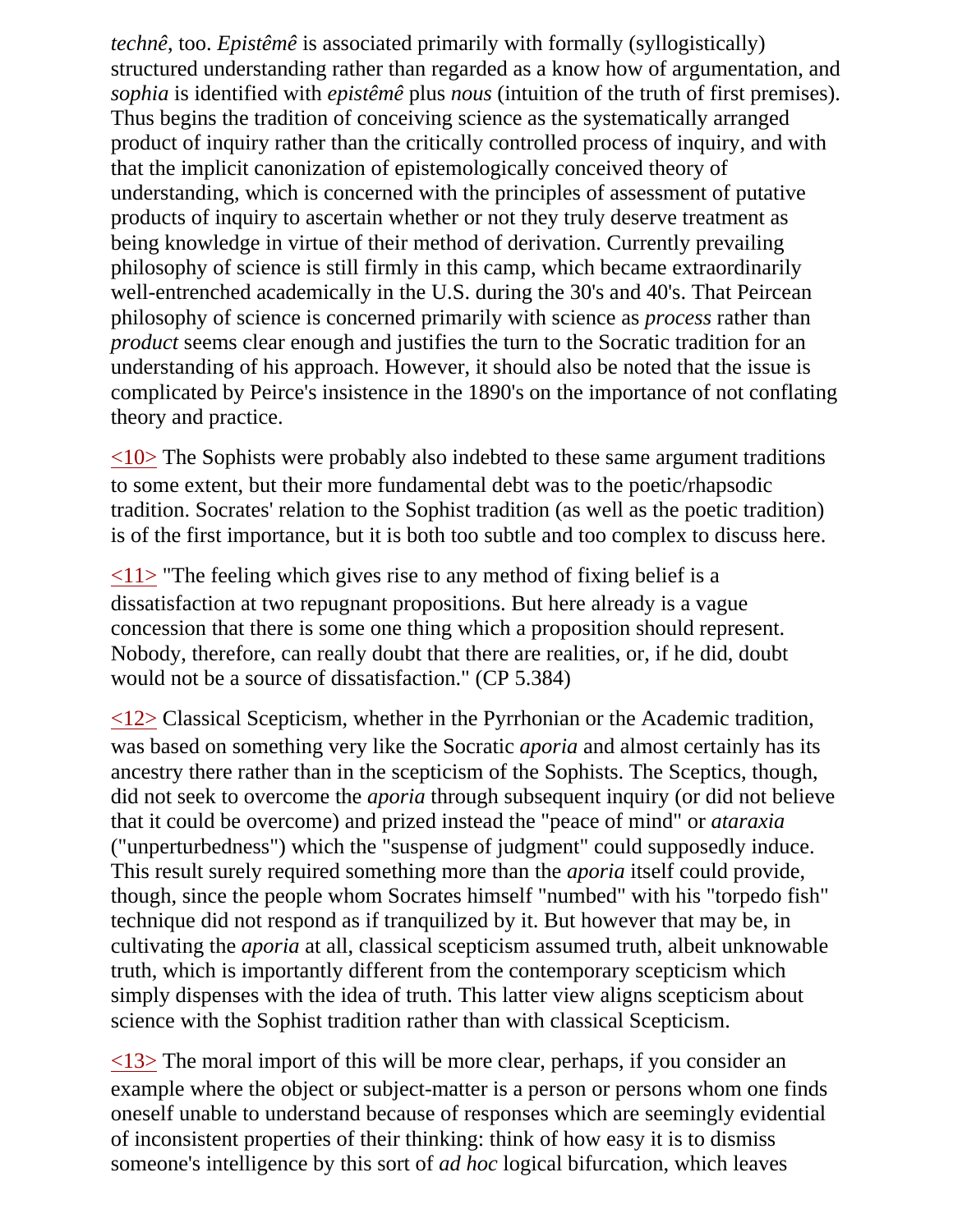*technê*, too. *Epistêmê* is associated primarily with formally (syllogistically) structured understanding rather than regarded as a know how of argumentation, and *sophia* is identified with *epistêmê* plus *nous* (intuition of the truth of first premises). Thus begins the tradition of conceiving science as the systematically arranged product of inquiry rather than the critically controlled process of inquiry, and with that the implicit canonization of epistemologically conceived theory of understanding, which is concerned with the principles of assessment of putative products of inquiry to ascertain whether or not they truly deserve treatment as being knowledge in virtue of their method of derivation. Currently prevailing philosophy of science is still firmly in this camp, which became extraordinarily well-entrenched academically in the U.S. during the 30's and 40's. That Peircean philosophy of science is concerned primarily with science as *process* rather than *product* seems clear enough and justifies the turn to the Socratic tradition for an understanding of his approach. However, it should also be noted that the issue is complicated by Peirce's insistence in the 1890's on the importance of not conflating theory and practice.

<10> The Sophists were probably also indebted to these same argument traditions to some extent, but their more fundamental debt was to the poetic/rhapsodic tradition. Socrates' relation to the Sophist tradition (as well as the poetic tradition) is of the first importance, but it is both too subtle and too complex to discuss here.

<11> "The feeling which gives rise to any method of fixing belief is a dissatisfaction at two repugnant propositions. But here already is a vague concession that there is some one thing which a proposition should represent. Nobody, therefore, can really doubt that there are realities, or, if he did, doubt would not be a source of dissatisfaction." (CP 5.384)

<12> Classical Scepticism, whether in the Pyrrhonian or the Academic tradition, was based on something very like the Socratic *aporia* and almost certainly has its ancestry there rather than in the scepticism of the Sophists. The Sceptics, though, did not seek to overcome the *aporia* through subsequent inquiry (or did not believe that it could be overcome) and prized instead the "peace of mind" or *ataraxia* ("unperturbedness") which the "suspense of judgment" could supposedly induce. This result surely required something more than the *aporia* itself could provide, though, since the people whom Socrates himself "numbed" with his "torpedo fish" technique did not respond as if tranquilized by it. But however that may be, in cultivating the *aporia* at all, classical scepticism assumed truth, albeit unknowable truth, which is importantly different from the contemporary scepticism which simply dispenses with the idea of truth. This latter view aligns scepticism about science with the Sophist tradition rather than with classical Scepticism.

<13> The moral import of this will be more clear, perhaps, if you consider an example where the object or subject-matter is a person or persons whom one finds oneself unable to understand because of responses which are seemingly evidential of inconsistent properties of their thinking: think of how easy it is to dismiss someone's intelligence by this sort of *ad hoc* logical bifurcation, which leaves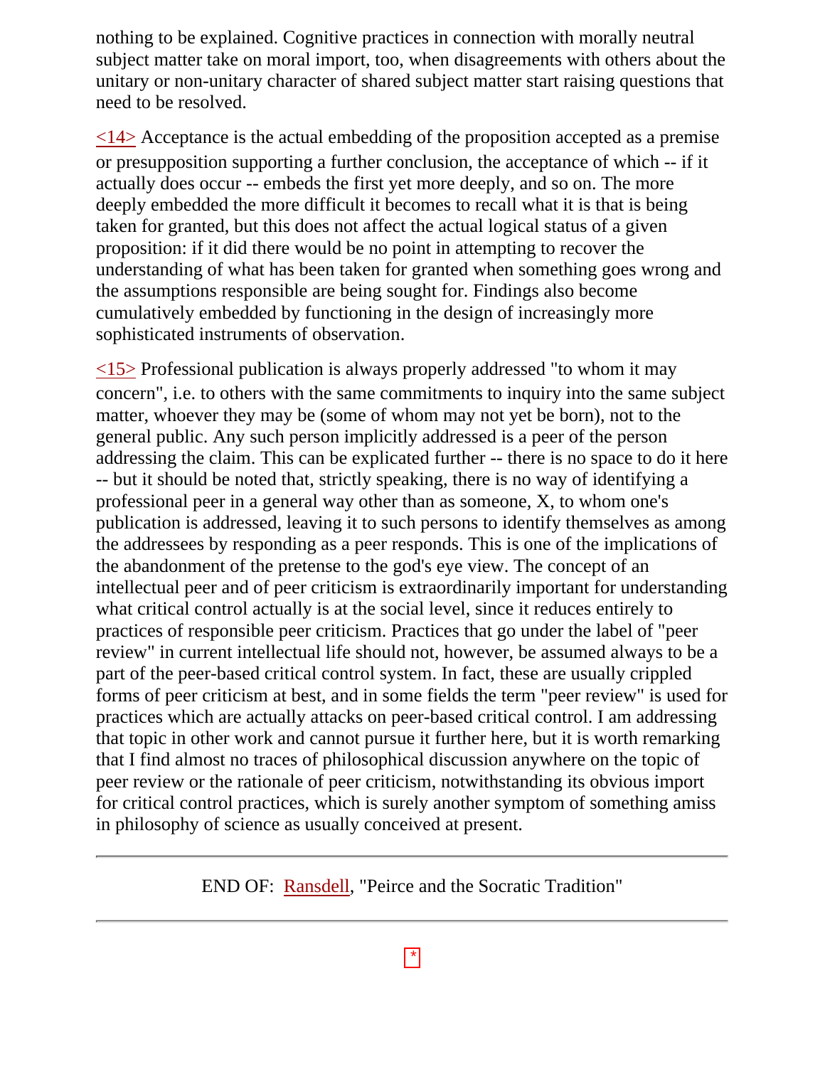nothing to be explained. Cognitive practices in connection with morally neutral subject matter take on moral import, too, when disagreements with others about the unitary or non-unitary character of shared subject matter start raising questions that need to be resolved.

<14> Acceptance is the actual embedding of the proposition accepted as a premise or presupposition supporting a further conclusion, the acceptance of which -- if it actually does occur -- embeds the first yet more deeply, and so on. The more deeply embedded the more difficult it becomes to recall what it is that is being taken for granted, but this does not affect the actual logical status of a given proposition: if it did there would be no point in attempting to recover the understanding of what has been taken for granted when something goes wrong and the assumptions responsible are being sought for. Findings also become cumulatively embedded by functioning in the design of increasingly more sophisticated instruments of observation.

<15> Professional publication is always properly addressed "to whom it may concern", i.e. to others with the same commitments to inquiry into the same subject matter, whoever they may be (some of whom may not yet be born), not to the general public. Any such person implicitly addressed is a peer of the person addressing the claim. This can be explicated further -- there is no space to do it here -- but it should be noted that, strictly speaking, there is no way of identifying a professional peer in a general way other than as someone, X, to whom one's publication is addressed, leaving it to such persons to identify themselves as among the addressees by responding as a peer responds. This is one of the implications of the abandonment of the pretense to the god's eye view. The concept of an intellectual peer and of peer criticism is extraordinarily important for understanding what critical control actually is at the social level, since it reduces entirely to practices of responsible peer criticism. Practices that go under the label of "peer review" in current intellectual life should not, however, be assumed always to be a part of the peer-based critical control system. In fact, these are usually crippled forms of peer criticism at best, and in some fields the term "peer review" is used for practices which are actually attacks on peer-based critical control. I am addressing that topic in other work and cannot pursue it further here, but it is worth remarking that I find almost no traces of philosophical discussion anywhere on the topic of peer review or the rationale of peer criticism, notwithstanding its obvious import for critical control practices, which is surely another symptom of something amiss in philosophy of science as usually conceived at present.

---

END OF: Ransdell, "Peirce and the Socratic Tradition"

---

*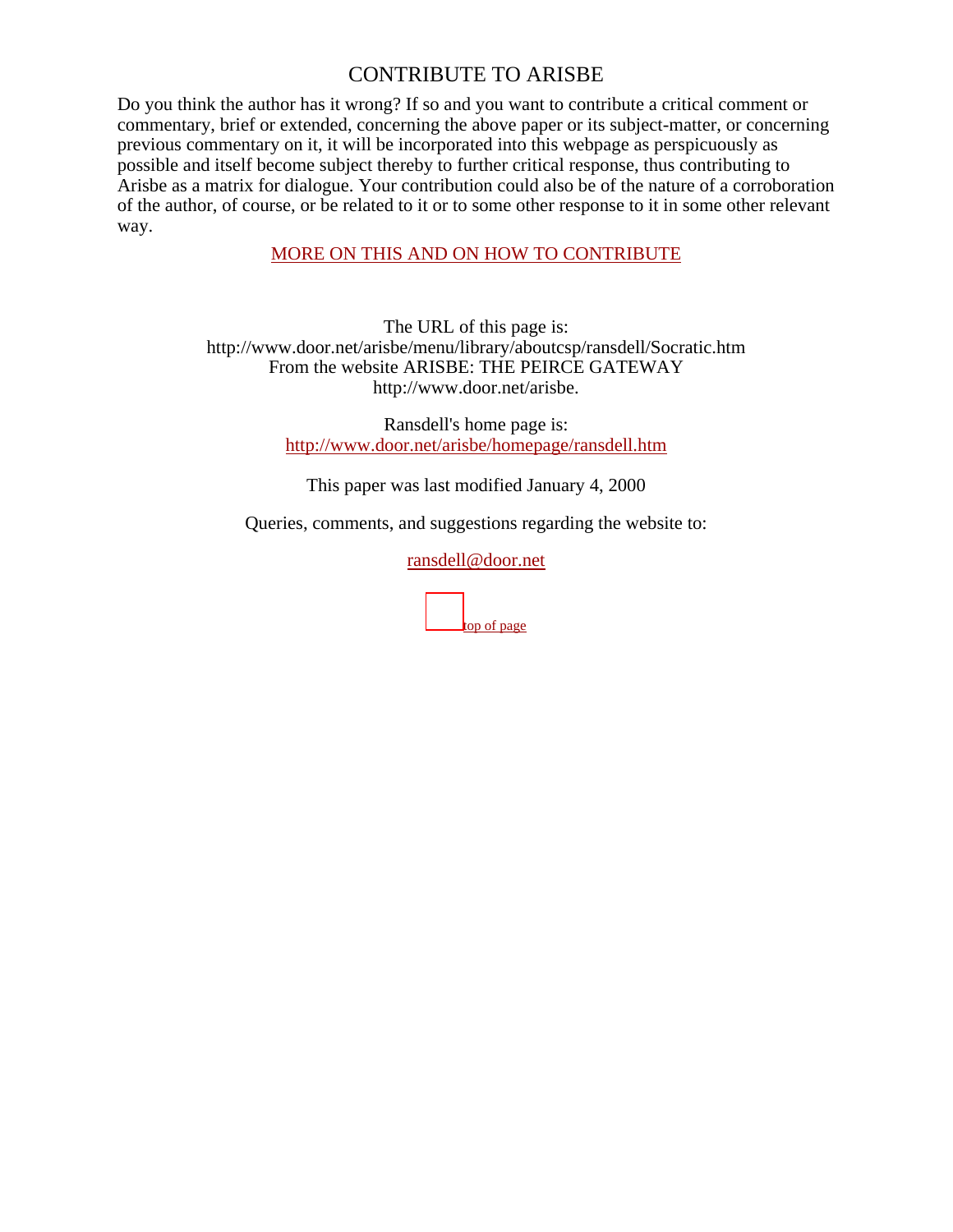## CONTRIBUTE TO ARISBE

Do you think the author has it wrong? If so and you want to contribute a critical comment or commentary, brief or extended, concerning the above paper or its subject-matter, or concerning previous commentary on it, it will be incorporated into this webpage as perspicuously as possible and itself become subject thereby to further critical response, thus contributing to Arisbe as a matrix for dialogue. Your contribution could also be of the nature of a corroboration of the author, of course, or be related to it or to some other response to it in some other relevant way.

MORE ON THIS AND ON HOW TO CONTRIBUTE

The URL of this page is:
http://www.door.net/arisbe/menu/library/aboutcsp/ransdell/Socratic.htm
From the website ARISBE: THE PEIRCE GATEWAY
http://www.door.net/arisbe.

Ransdell's home page is:
http://www.door.net/arisbe/homepage/ransdell.htm

This paper was last modified January 4, 2000

Queries, comments, and suggestions regarding the website to:

ransdell@door.net

top of page